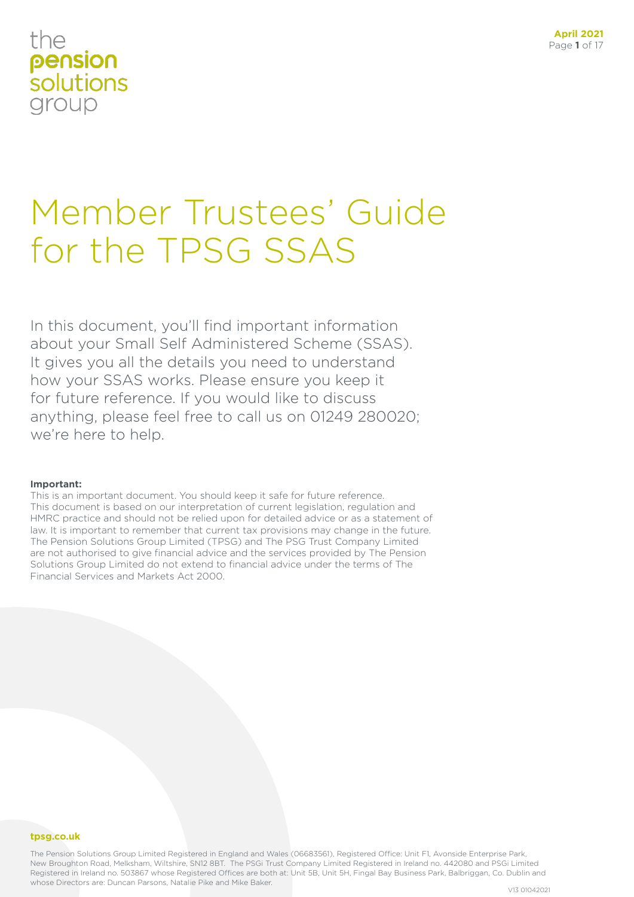the
**pension**
solutions
group

# Member Trustees' Guide for the TPSG SSAS

In this document, you'll find important information about your Small Self Administered Scheme (SSAS). It gives you all the details you need to understand how your SSAS works. Please ensure you keep it for future reference. If you would like to discuss anything, please feel free to call us on 01249 280020; we're here to help.

**Important:**
This is an important document. You should keep it safe for future reference. This document is based on our interpretation of current legislation, regulation and HMRC practice and should not be relied upon for detailed advice or as a statement of law. It is important to remember that current tax provisions may change in the future. The Pension Solutions Group Limited (TPSG) and The PSG Trust Company Limited are not authorised to give financial advice and the services provided by The Pension Solutions Group Limited do not extend to financial advice under the terms of The Financial Services and Markets Act 2000.

**tpsg.co.uk**

The Pension Solutions Group Limited Registered in England and Wales (06683561), Registered Office: Unit F1, Avonside Enterprise Park, New Broughton Road, Melksham, Wiltshire, SN12 8BT. The PSGi Trust Company Limited Registered in Ireland no. 442080 and PSGi Limited Registered in Ireland no. 503867 whose Registered Offices are both at: Unit 5B, Unit 5H, Fingal Bay Business Park, Balbriggan, Co. Dublin and whose Directors are: Duncan Parsons, Natalie Pike and Mike Baker.

V13 01042021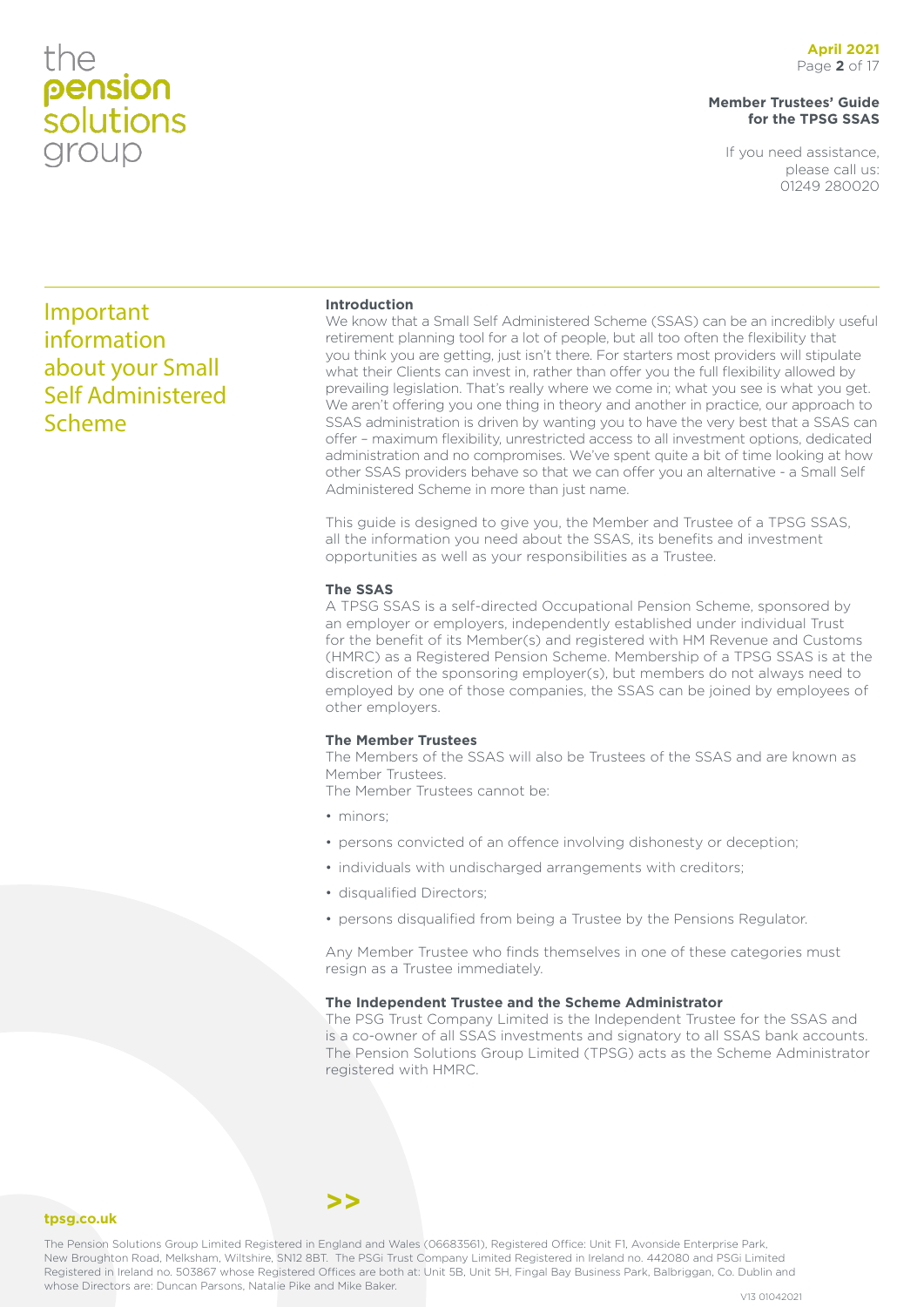# Important information about your Small Self Administered Scheme

### Introduction

We know that a Small Self Administered Scheme (SSAS) can be an incredibly useful retirement planning tool for a lot of people, but all too often the flexibility that you think you are getting, just isn't there. For starters most providers will stipulate what their Clients can invest in, rather than offer you the full flexibility allowed by prevailing legislation. That's really where we come in; what you see is what you get. We aren't offering you one thing in theory and another in practice, our approach to SSAS administration is driven by wanting you to have the very best that a SSAS can offer – maximum flexibility, unrestricted access to all investment options, dedicated administration and no compromises. We've spent quite a bit of time looking at how other SSAS providers behave so that we can offer you an alternative - a Small Self Administered Scheme in more than just name.

This guide is designed to give you, the Member and Trustee of a TPSG SSAS, all the information you need about the SSAS, its benefits and investment opportunities as well as your responsibilities as a Trustee.

### The SSAS

A TPSG SSAS is a self-directed Occupational Pension Scheme, sponsored by an employer or employers, independently established under individual Trust for the benefit of its Member(s) and registered with HM Revenue and Customs (HMRC) as a Registered Pension Scheme. Membership of a TPSG SSAS is at the discretion of the sponsoring employer(s), but members do not always need to employed by one of those companies, the SSAS can be joined by employees of other employers.

### The Member Trustees

The Members of the SSAS will also be Trustees of the SSAS and are known as Member Trustees.
The Member Trustees cannot be:

- minors;
- persons convicted of an offence involving dishonesty or deception;
- individuals with undischarged arrangements with creditors;
- disqualified Directors;
- persons disqualified from being a Trustee by the Pensions Regulator.

Any Member Trustee who finds themselves in one of these categories must resign as a Trustee immediately.

### The Independent Trustee and the Scheme Administrator

The PSG Trust Company Limited is the Independent Trustee for the SSAS and is a co-owner of all SSAS investments and signatory to all SSAS bank accounts. The Pension Solutions Group Limited (TPSG) acts as the Scheme Administrator registered with HMRC.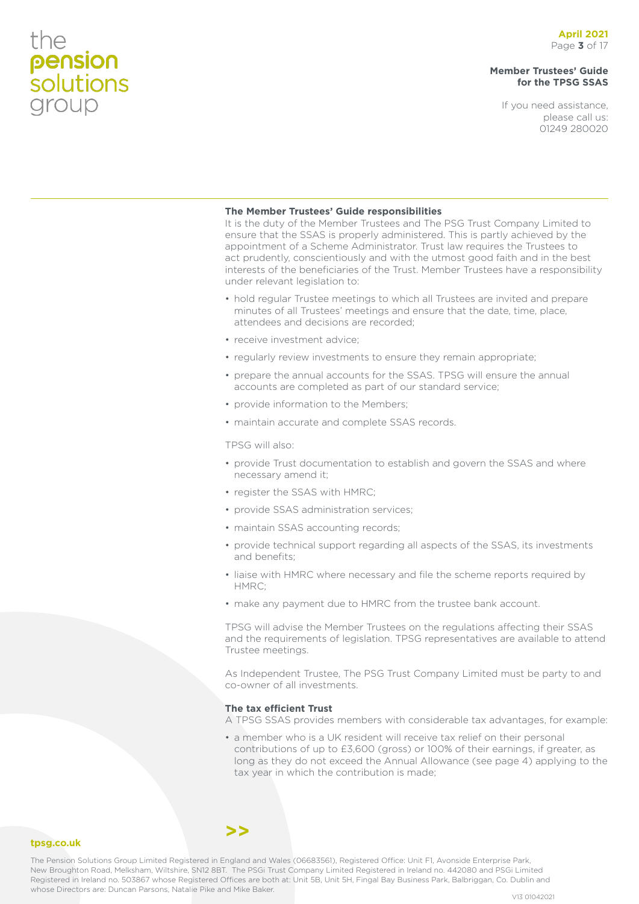### The Member Trustees' Guide responsibilities

It is the duty of the Member Trustees and The PSG Trust Company Limited to ensure that the SSAS is properly administered. This is partly achieved by the appointment of a Scheme Administrator. Trust law requires the Trustees to act prudently, conscientiously and with the utmost good faith and in the best interests of the beneficiaries of the Trust. Member Trustees have a responsibility under relevant legislation to:

- hold regular Trustee meetings to which all Trustees are invited and prepare minutes of all Trustees' meetings and ensure that the date, time, place, attendees and decisions are recorded;
- receive investment advice;
- regularly review investments to ensure they remain appropriate;
- prepare the annual accounts for the SSAS. TPSG will ensure the annual accounts are completed as part of our standard service;
- provide information to the Members;
- maintain accurate and complete SSAS records.

TPSG will also:

- provide Trust documentation to establish and govern the SSAS and where necessary amend it;
- register the SSAS with HMRC;
- provide SSAS administration services;
- maintain SSAS accounting records;
- provide technical support regarding all aspects of the SSAS, its investments and benefits;
- liaise with HMRC where necessary and file the scheme reports required by HMRC;
- make any payment due to HMRC from the trustee bank account.

TPSG will advise the Member Trustees on the regulations affecting their SSAS and the requirements of legislation. TPSG representatives are available to attend Trustee meetings.

As Independent Trustee, The PSG Trust Company Limited must be party to and co-owner of all investments.

### The tax efficient Trust

A TPSG SSAS provides members with considerable tax advantages, for example:

- a member who is a UK resident will receive tax relief on their personal contributions of up to £3,600 (gross) or 100% of their earnings, if greater, as long as they do not exceed the Annual Allowance (see page 4) applying to the tax year in which the contribution is made;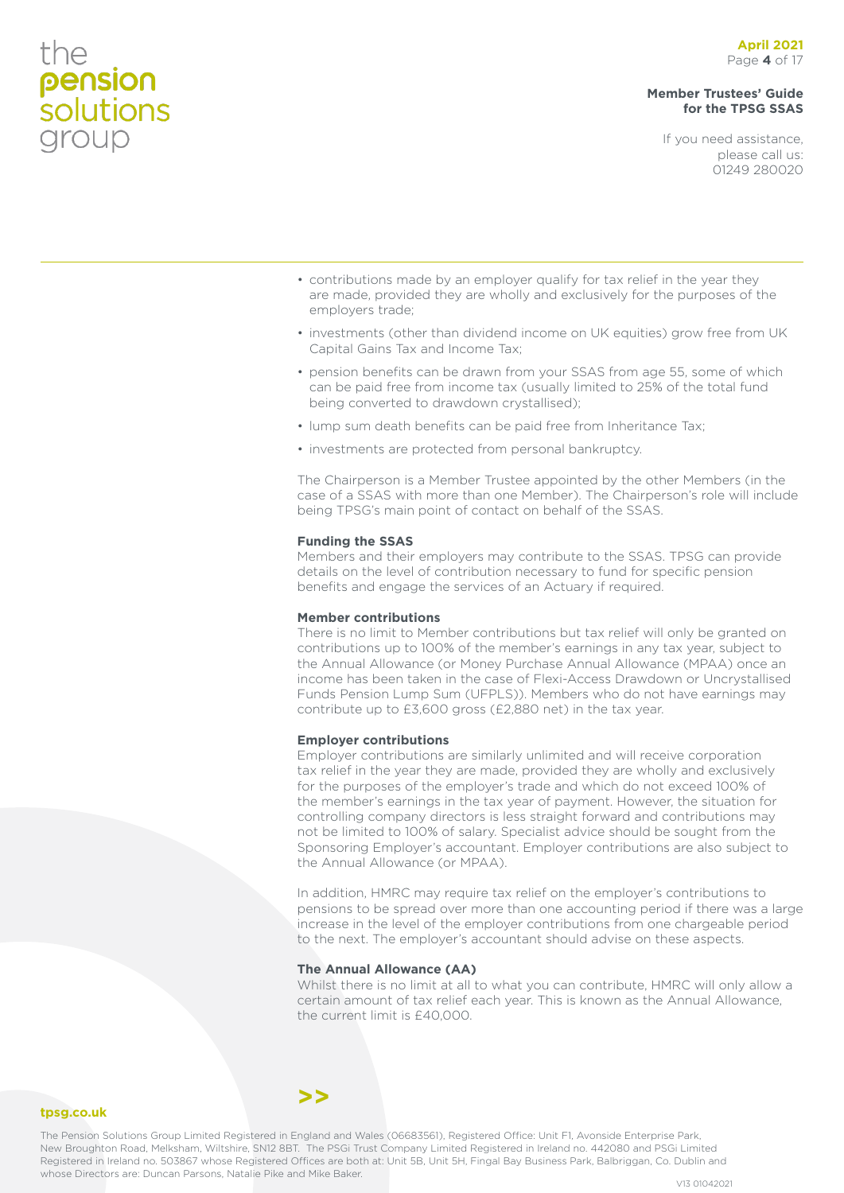- contributions made by an employer qualify for tax relief in the year they are made, provided they are wholly and exclusively for the purposes of the employers trade;
- investments (other than dividend income on UK equities) grow free from UK Capital Gains Tax and Income Tax;
- pension benefits can be drawn from your SSAS from age 55, some of which can be paid free from income tax (usually limited to 25% of the total fund being converted to drawdown crystallised);
- lump sum death benefits can be paid free from Inheritance Tax;
- investments are protected from personal bankruptcy.

The Chairperson is a Member Trustee appointed by the other Members (in the case of a SSAS with more than one Member). The Chairperson's role will include being TPSG's main point of contact on behalf of the SSAS.

**Funding the SSAS**

Members and their employers may contribute to the SSAS. TPSG can provide details on the level of contribution necessary to fund for specific pension benefits and engage the services of an Actuary if required.

**Member contributions**

There is no limit to Member contributions but tax relief will only be granted on contributions up to 100% of the member's earnings in any tax year, subject to the Annual Allowance (or Money Purchase Annual Allowance (MPAA) once an income has been taken in the case of Flexi-Access Drawdown or Uncrystallised Funds Pension Lump Sum (UFPLS)). Members who do not have earnings may contribute up to £3,600 gross (£2,880 net) in the tax year.

**Employer contributions**

Employer contributions are similarly unlimited and will receive corporation tax relief in the year they are made, provided they are wholly and exclusively for the purposes of the employer's trade and which do not exceed 100% of the member's earnings in the tax year of payment. However, the situation for controlling company directors is less straight forward and contributions may not be limited to 100% of salary. Specialist advice should be sought from the Sponsoring Employer's accountant. Employer contributions are also subject to the Annual Allowance (or MPAA).

In addition, HMRC may require tax relief on the employer's contributions to pensions to be spread over more than one accounting period if there was a large increase in the level of the employer contributions from one chargeable period to the next. The employer's accountant should advise on these aspects.

**The Annual Allowance (AA)**

Whilst there is no limit at all to what you can contribute, HMRC will only allow a certain amount of tax relief each year. This is known as the Annual Allowance, the current limit is £40,000.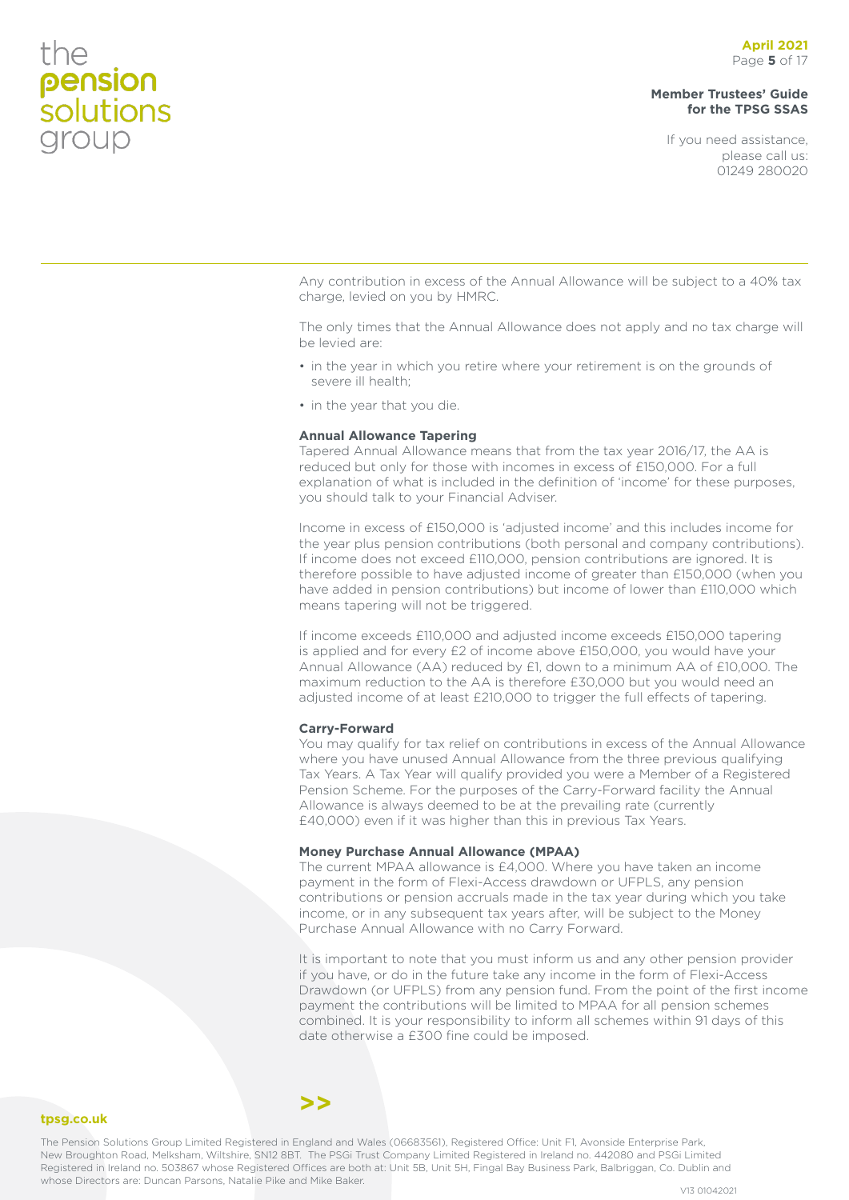Any contribution in excess of the Annual Allowance will be subject to a 40% tax charge, levied on you by HMRC.

The only times that the Annual Allowance does not apply and no tax charge will be levied are:

- in the year in which you retire where your retirement is on the grounds of severe ill health;
- in the year that you die.

**Annual Allowance Tapering**

Tapered Annual Allowance means that from the tax year 2016/17, the AA is reduced but only for those with incomes in excess of £150,000. For a full explanation of what is included in the definition of 'income' for these purposes, you should talk to your Financial Adviser.

Income in excess of £150,000 is 'adjusted income' and this includes income for the year plus pension contributions (both personal and company contributions). If income does not exceed £110,000, pension contributions are ignored. It is therefore possible to have adjusted income of greater than £150,000 (when you have added in pension contributions) but income of lower than £110,000 which means tapering will not be triggered.

If income exceeds £110,000 and adjusted income exceeds £150,000 tapering is applied and for every £2 of income above £150,000, you would have your Annual Allowance (AA) reduced by £1, down to a minimum AA of £10,000. The maximum reduction to the AA is therefore £30,000 but you would need an adjusted income of at least £210,000 to trigger the full effects of tapering.

**Carry-Forward**

You may qualify for tax relief on contributions in excess of the Annual Allowance where you have unused Annual Allowance from the three previous qualifying Tax Years. A Tax Year will qualify provided you were a Member of a Registered Pension Scheme. For the purposes of the Carry-Forward facility the Annual Allowance is always deemed to be at the prevailing rate (currently £40,000) even if it was higher than this in previous Tax Years.

**Money Purchase Annual Allowance (MPAA)**

The current MPAA allowance is £4,000. Where you have taken an income payment in the form of Flexi-Access drawdown or UFPLS, any pension contributions or pension accruals made in the tax year during which you take income, or in any subsequent tax years after, will be subject to the Money Purchase Annual Allowance with no Carry Forward.

It is important to note that you must inform us and any other pension provider if you have, or do in the future take any income in the form of Flexi-Access Drawdown (or UFPLS) from any pension fund. From the point of the first income payment the contributions will be limited to MPAA for all pension schemes combined. It is your responsibility to inform all schemes within 91 days of this date otherwise a £300 fine could be imposed.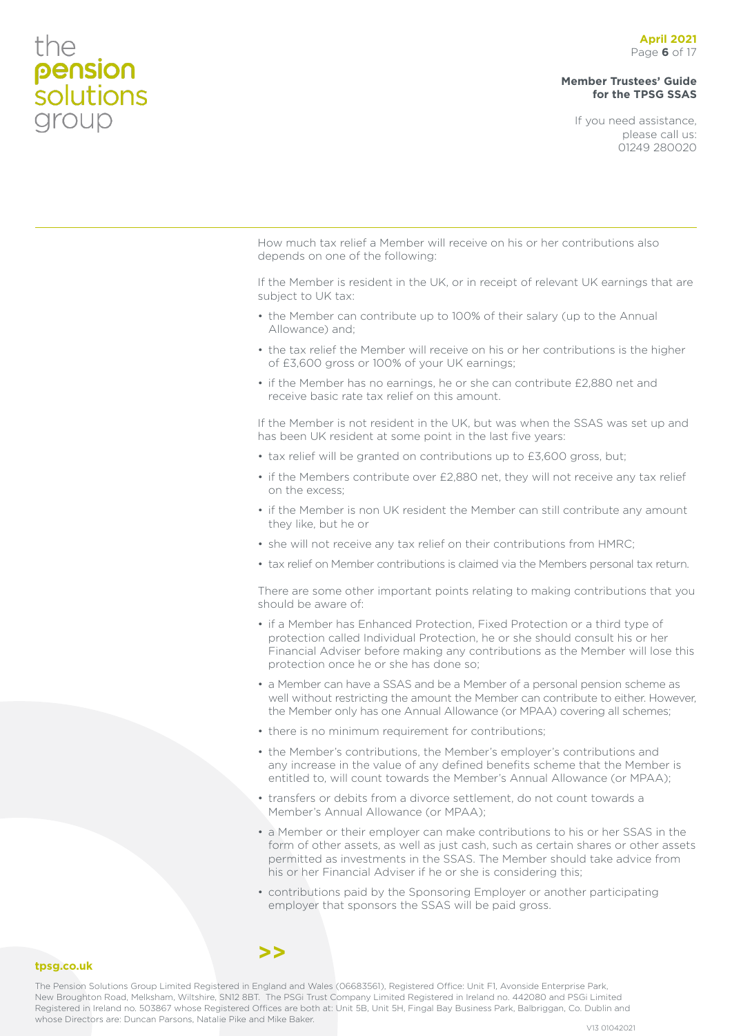How much tax relief a Member will receive on his or her contributions also depends on one of the following:

If the Member is resident in the UK, or in receipt of relevant UK earnings that are subject to UK tax:

- the Member can contribute up to 100% of their salary (up to the Annual Allowance) and;
- the tax relief the Member will receive on his or her contributions is the higher of £3,600 gross or 100% of your UK earnings;
- if the Member has no earnings, he or she can contribute £2,880 net and receive basic rate tax relief on this amount.

If the Member is not resident in the UK, but was when the SSAS was set up and has been UK resident at some point in the last five years:

- tax relief will be granted on contributions up to £3,600 gross, but;
- if the Members contribute over £2,880 net, they will not receive any tax relief on the excess;
- if the Member is non UK resident the Member can still contribute any amount they like, but he or
- she will not receive any tax relief on their contributions from HMRC;
- tax relief on Member contributions is claimed via the Members personal tax return.

There are some other important points relating to making contributions that you should be aware of:

- if a Member has Enhanced Protection, Fixed Protection or a third type of protection called Individual Protection, he or she should consult his or her Financial Adviser before making any contributions as the Member will lose this protection once he or she has done so;
- a Member can have a SSAS and be a Member of a personal pension scheme as well without restricting the amount the Member can contribute to either. However, the Member only has one Annual Allowance (or MPAA) covering all schemes;
- there is no minimum requirement for contributions;
- the Member's contributions, the Member's employer's contributions and any increase in the value of any defined benefits scheme that the Member is entitled to, will count towards the Member's Annual Allowance (or MPAA);
- transfers or debits from a divorce settlement, do not count towards a Member's Annual Allowance (or MPAA);
- a Member or their employer can make contributions to his or her SSAS in the form of other assets, as well as just cash, such as certain shares or other assets permitted as investments in the SSAS. The Member should take advice from his or her Financial Adviser if he or she is considering this;
- contributions paid by the Sponsoring Employer or another participating employer that sponsors the SSAS will be paid gross.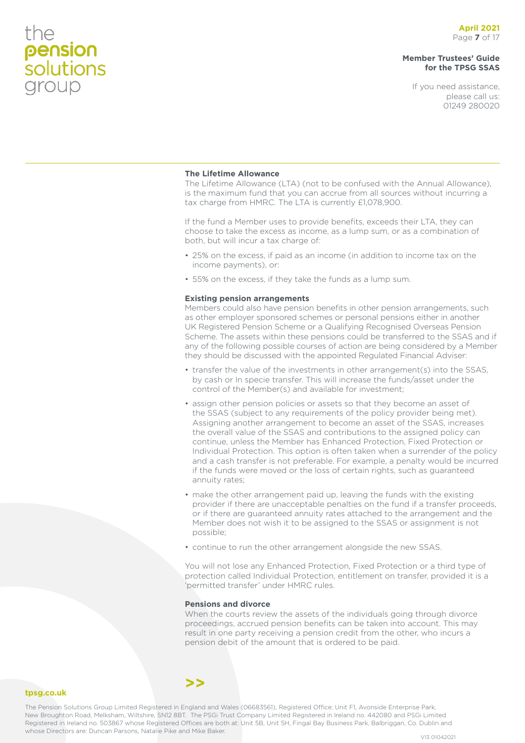### The Lifetime Allowance

The Lifetime Allowance (LTA) (not to be confused with the Annual Allowance), is the maximum fund that you can accrue from all sources without incurring a tax charge from HMRC. The LTA is currently £1,078,900.

If the fund a Member uses to provide benefits, exceeds their LTA, they can choose to take the excess as income, as a lump sum, or as a combination of both, but will incur a tax charge of:

- 25% on the excess, if paid as an income (in addition to income tax on the income payments), or:
- 55% on the excess, if they take the funds as a lump sum.

### Existing pension arrangements

Members could also have pension benefits in other pension arrangements, such as other employer sponsored schemes or personal pensions either in another UK Registered Pension Scheme or a Qualifying Recognised Overseas Pension Scheme. The assets within these pensions could be transferred to the SSAS and if any of the following possible courses of action are being considered by a Member they should be discussed with the appointed Regulated Financial Adviser:

- transfer the value of the investments in other arrangement(s) into the SSAS, by cash or In specie transfer. This will increase the funds/asset under the control of the Member(s) and available for investment;
- assign other pension policies or assets so that they become an asset of the SSAS (subject to any requirements of the policy provider being met). Assigning another arrangement to become an asset of the SSAS, increases the overall value of the SSAS and contributions to the assigned policy can continue, unless the Member has Enhanced Protection, Fixed Protection or Individual Protection. This option is often taken when a surrender of the policy and a cash transfer is not preferable. For example, a penalty would be incurred if the funds were moved or the loss of certain rights, such as guaranteed annuity rates;
- make the other arrangement paid up, leaving the funds with the existing provider if there are unacceptable penalties on the fund if a transfer proceeds, or if there are guaranteed annuity rates attached to the arrangement and the Member does not wish it to be assigned to the SSAS or assignment is not possible;
- continue to run the other arrangement alongside the new SSAS.

You will not lose any Enhanced Protection, Fixed Protection or a third type of protection called Individual Protection, entitlement on transfer, provided it is a 'permitted transfer' under HMRC rules.

### Pensions and divorce

When the courts review the assets of the individuals going through divorce proceedings, accrued pension benefits can be taken into account. This may result in one party receiving a pension credit from the other, who incurs a pension debit of the amount that is ordered to be paid.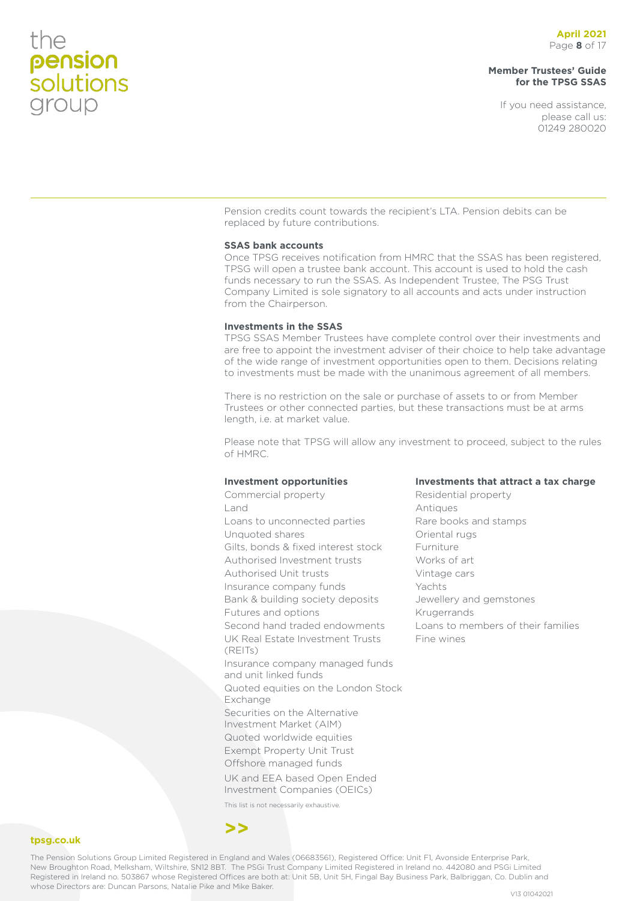Pension credits count towards the recipient's LTA. Pension debits can be replaced by future contributions.

**SSAS bank accounts**

Once TPSG receives notification from HMRC that the SSAS has been registered, TPSG will open a trustee bank account. This account is used to hold the cash funds necessary to run the SSAS. As Independent Trustee, The PSG Trust Company Limited is sole signatory to all accounts and acts under instruction from the Chairperson.

**Investments in the SSAS**

TPSG SSAS Member Trustees have complete control over their investments and are free to appoint the investment adviser of their choice to help take advantage of the wide range of investment opportunities open to them. Decisions relating to investments must be made with the unanimous agreement of all members.

There is no restriction on the sale or purchase of assets to or from Member Trustees or other connected parties, but these transactions must be at arms length, i.e. at market value.

Please note that TPSG will allow any investment to proceed, subject to the rules of HMRC.

**Investment opportunities**

- Commercial property
- Land
- Loans to unconnected parties
- Unquoted shares
- Gilts, bonds & fixed interest stock
- Authorised Investment trusts
- Authorised Unit trusts
- Insurance company funds
- Bank & building society deposits
- Futures and options
- Second hand traded endowments
- UK Real Estate Investment Trusts (REITs)
- Insurance company managed funds and unit linked funds
- Quoted equities on the London Stock Exchange
- Securities on the Alternative Investment Market (AIM)
- Quoted worldwide equities
- Exempt Property Unit Trust
- Offshore managed funds
- UK and EEA based Open Ended Investment Companies (OEICs)

This list is not necessarily exhaustive.

**Investments that attract a tax charge**

- Residential property
- Antiques
- Rare books and stamps
- Oriental rugs
- Furniture
- Works of art
- Vintage cars
- Yachts
- Jewellery and gemstones
- Krugerrands
- Loans to members of their families
- Fine wines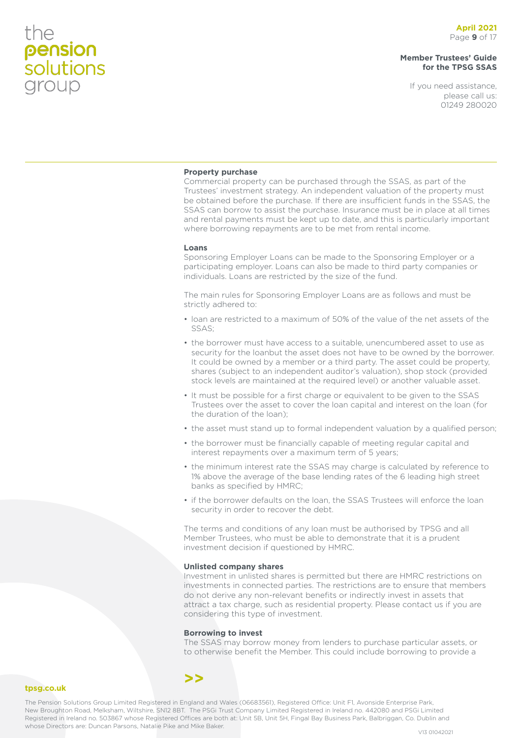### Property purchase

Commercial property can be purchased through the SSAS, as part of the Trustees' investment strategy. An independent valuation of the property must be obtained before the purchase. If there are insufficient funds in the SSAS, the SSAS can borrow to assist the purchase. Insurance must be in place at all times and rental payments must be kept up to date, and this is particularly important where borrowing repayments are to be met from rental income.

### Loans

Sponsoring Employer Loans can be made to the Sponsoring Employer or a participating employer. Loans can also be made to third party companies or individuals. Loans are restricted by the size of the fund.

The main rules for Sponsoring Employer Loans are as follows and must be strictly adhered to:

- loan are restricted to a maximum of 50% of the value of the net assets of the SSAS;
- the borrower must have access to a suitable, unencumbered asset to use as security for the loanbut the asset does not have to be owned by the borrower. It could be owned by a member or a third party. The asset could be property, shares (subject to an independent auditor's valuation), shop stock (provided stock levels are maintained at the required level) or another valuable asset.
- It must be possible for a first charge or equivalent to be given to the SSAS Trustees over the asset to cover the loan capital and interest on the loan (for the duration of the loan);
- the asset must stand up to formal independent valuation by a qualified person;
- the borrower must be financially capable of meeting regular capital and interest repayments over a maximum term of 5 years;
- the minimum interest rate the SSAS may charge is calculated by reference to 1% above the average of the base lending rates of the 6 leading high street banks as specified by HMRC;
- if the borrower defaults on the loan, the SSAS Trustees will enforce the loan security in order to recover the debt.

The terms and conditions of any loan must be authorised by TPSG and all Member Trustees, who must be able to demonstrate that it is a prudent investment decision if questioned by HMRC.

### Unlisted company shares

Investment in unlisted shares is permitted but there are HMRC restrictions on investments in connected parties. The restrictions are to ensure that members do not derive any non-relevant benefits or indirectly invest in assets that attract a tax charge, such as residential property. Please contact us if you are considering this type of investment.

### Borrowing to invest

The SSAS may borrow money from lenders to purchase particular assets, or to otherwise benefit the Member. This could include borrowing to provide a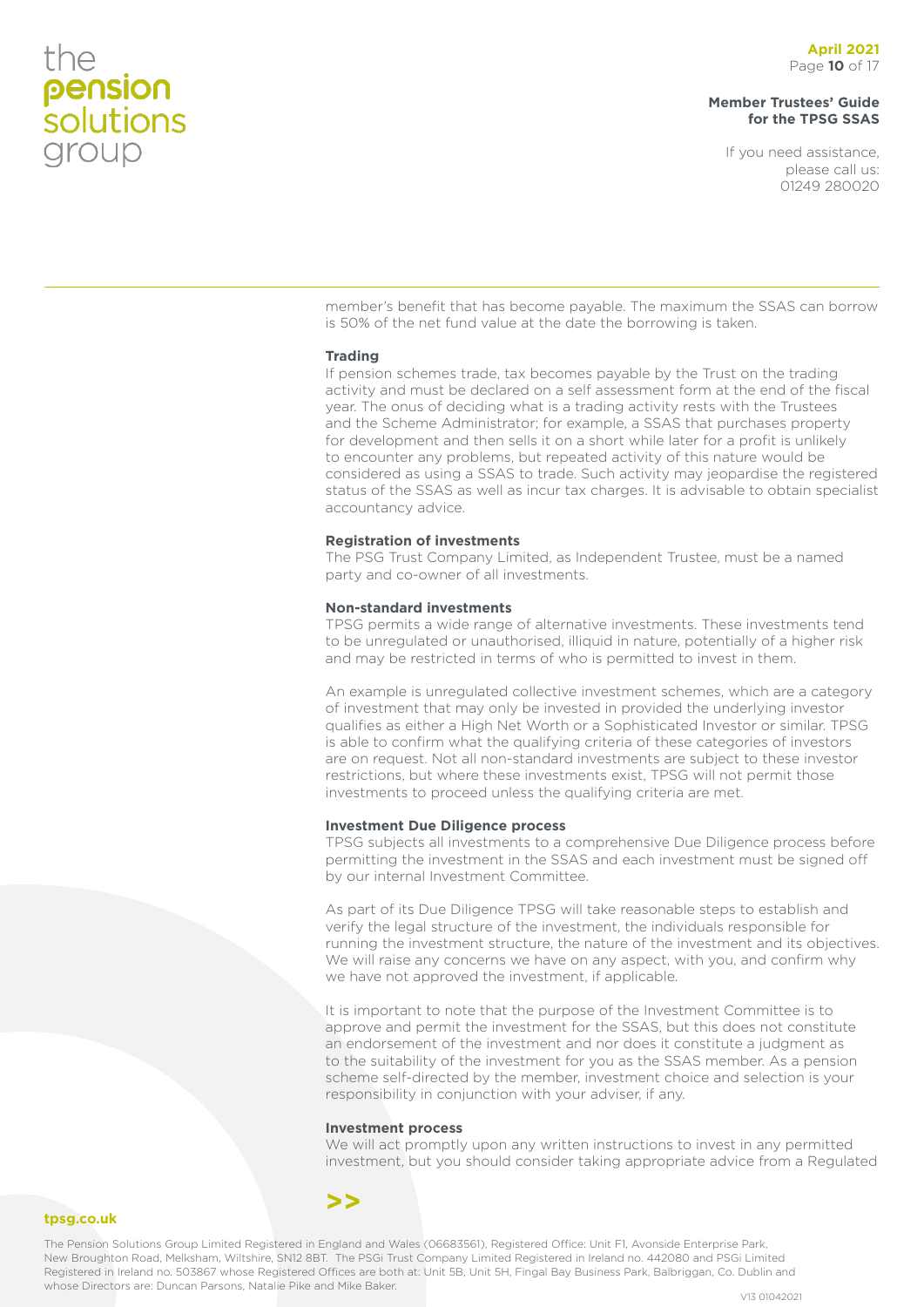member's benefit that has become payable. The maximum the SSAS can borrow is 50% of the net fund value at the date the borrowing is taken.

**Trading**

If pension schemes trade, tax becomes payable by the Trust on the trading activity and must be declared on a self assessment form at the end of the fiscal year. The onus of deciding what is a trading activity rests with the Trustees and the Scheme Administrator; for example, a SSAS that purchases property for development and then sells it on a short while later for a profit is unlikely to encounter any problems, but repeated activity of this nature would be considered as using a SSAS to trade. Such activity may jeopardise the registered status of the SSAS as well as incur tax charges. It is advisable to obtain specialist accountancy advice.

**Registration of investments**

The PSG Trust Company Limited, as Independent Trustee, must be a named party and co-owner of all investments.

**Non-standard investments**

TPSG permits a wide range of alternative investments. These investments tend to be unregulated or unauthorised, illiquid in nature, potentially of a higher risk and may be restricted in terms of who is permitted to invest in them.

An example is unregulated collective investment schemes, which are a category of investment that may only be invested in provided the underlying investor qualifies as either a High Net Worth or a Sophisticated Investor or similar. TPSG is able to confirm what the qualifying criteria of these categories of investors are on request. Not all non-standard investments are subject to these investor restrictions, but where these investments exist, TPSG will not permit those investments to proceed unless the qualifying criteria are met.

**Investment Due Diligence process**

TPSG subjects all investments to a comprehensive Due Diligence process before permitting the investment in the SSAS and each investment must be signed off by our internal Investment Committee.

As part of its Due Diligence TPSG will take reasonable steps to establish and verify the legal structure of the investment, the individuals responsible for running the investment structure, the nature of the investment and its objectives. We will raise any concerns we have on any aspect, with you, and confirm why we have not approved the investment, if applicable.

It is important to note that the purpose of the Investment Committee is to approve and permit the investment for the SSAS, but this does not constitute an endorsement of the investment and nor does it constitute a judgment as to the suitability of the investment for you as the SSAS member. As a pension scheme self-directed by the member, investment choice and selection is your responsibility in conjunction with your adviser, if any.

**Investment process**

We will act promptly upon any written instructions to invest in any permitted investment, but you should consider taking appropriate advice from a Regulated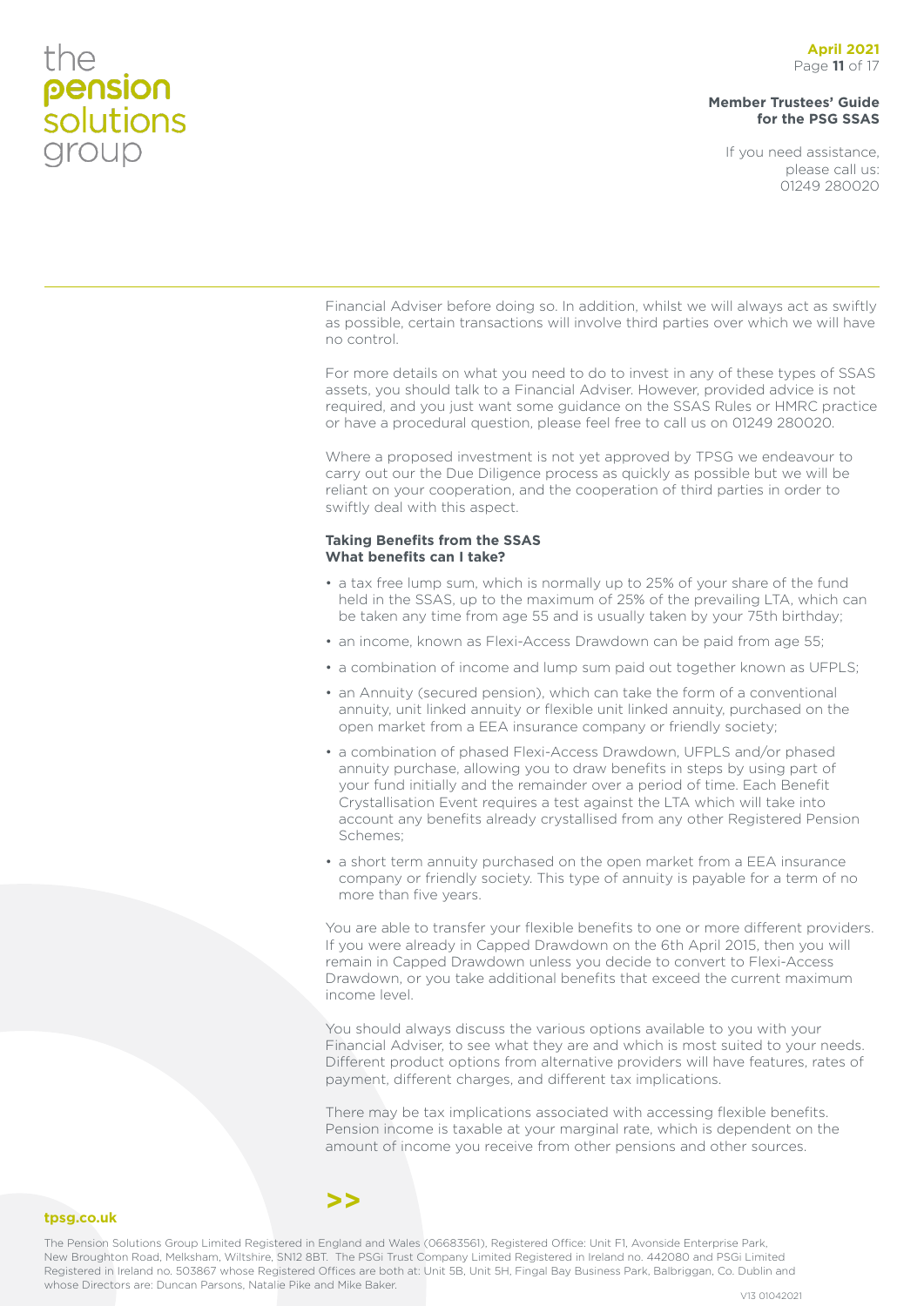Financial Adviser before doing so. In addition, whilst we will always act as swiftly as possible, certain transactions will involve third parties over which we will have no control.

For more details on what you need to do to invest in any of these types of SSAS assets, you should talk to a Financial Adviser. However, provided advice is not required, and you just want some guidance on the SSAS Rules or HMRC practice or have a procedural question, please feel free to call us on 01249 280020.

Where a proposed investment is not yet approved by TPSG we endeavour to carry out our the Due Diligence process as quickly as possible but we will be reliant on your cooperation, and the cooperation of third parties in order to swiftly deal with this aspect.

**Taking Benefits from the SSAS**
**What benefits can I take?**

- a tax free lump sum, which is normally up to 25% of your share of the fund held in the SSAS, up to the maximum of 25% of the prevailing LTA, which can be taken any time from age 55 and is usually taken by your 75th birthday;
- an income, known as Flexi-Access Drawdown can be paid from age 55;
- a combination of income and lump sum paid out together known as UFPLS;
- an Annuity (secured pension), which can take the form of a conventional annuity, unit linked annuity or flexible unit linked annuity, purchased on the open market from a EEA insurance company or friendly society;
- a combination of phased Flexi-Access Drawdown, UFPLS and/or phased annuity purchase, allowing you to draw benefits in steps by using part of your fund initially and the remainder over a period of time. Each Benefit Crystallisation Event requires a test against the LTA which will take into account any benefits already crystallised from any other Registered Pension Schemes;
- a short term annuity purchased on the open market from a EEA insurance company or friendly society. This type of annuity is payable for a term of no more than five years.

You are able to transfer your flexible benefits to one or more different providers. If you were already in Capped Drawdown on the 6th April 2015, then you will remain in Capped Drawdown unless you decide to convert to Flexi-Access Drawdown, or you take additional benefits that exceed the current maximum income level.

You should always discuss the various options available to you with your Financial Adviser, to see what they are and which is most suited to your needs. Different product options from alternative providers will have features, rates of payment, different charges, and different tax implications.

There may be tax implications associated with accessing flexible benefits. Pension income is taxable at your marginal rate, which is dependent on the amount of income you receive from other pensions and other sources.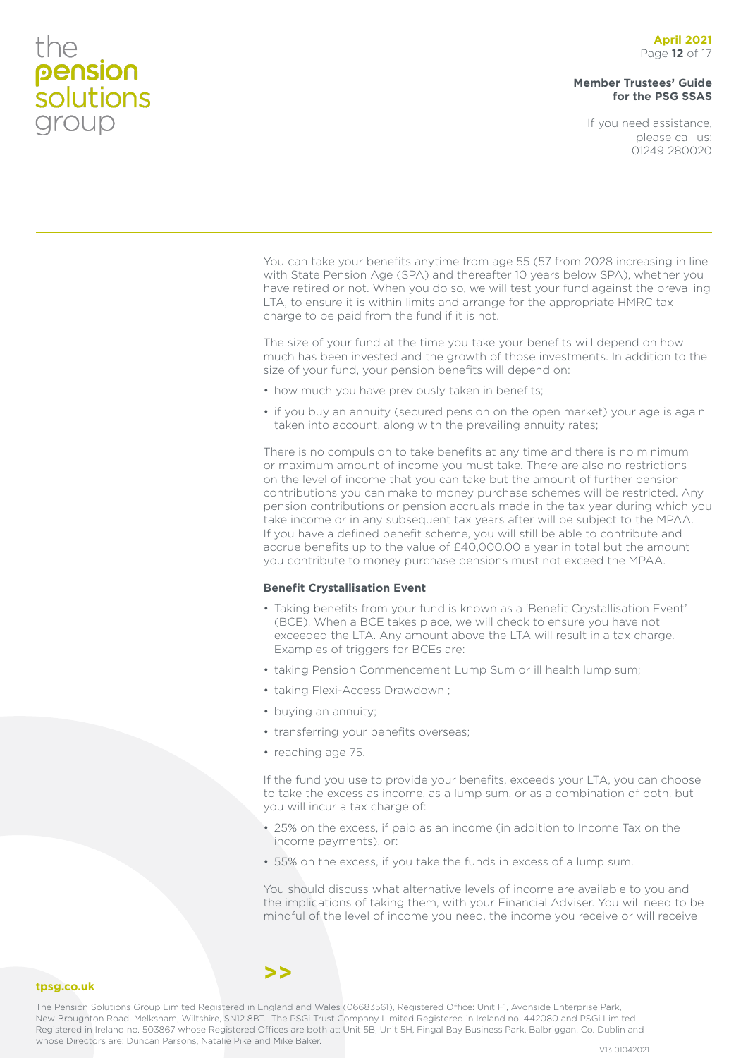You can take your benefits anytime from age 55 (57 from 2028 increasing in line with State Pension Age (SPA) and thereafter 10 years below SPA), whether you have retired or not. When you do so, we will test your fund against the prevailing LTA, to ensure it is within limits and arrange for the appropriate HMRC tax charge to be paid from the fund if it is not.

The size of your fund at the time you take your benefits will depend on how much has been invested and the growth of those investments. In addition to the size of your fund, your pension benefits will depend on:

- how much you have previously taken in benefits;
- if you buy an annuity (secured pension on the open market) your age is again taken into account, along with the prevailing annuity rates;

There is no compulsion to take benefits at any time and there is no minimum or maximum amount of income you must take. There are also no restrictions on the level of income that you can take but the amount of further pension contributions you can make to money purchase schemes will be restricted. Any pension contributions or pension accruals made in the tax year during which you take income or in any subsequent tax years after will be subject to the MPAA. If you have a defined benefit scheme, you will still be able to contribute and accrue benefits up to the value of £40,000.00 a year in total but the amount you contribute to money purchase pensions must not exceed the MPAA.

**Benefit Crystallisation Event**

- Taking benefits from your fund is known as a 'Benefit Crystallisation Event' (BCE). When a BCE takes place, we will check to ensure you have not exceeded the LTA. Any amount above the LTA will result in a tax charge. Examples of triggers for BCEs are:
- taking Pension Commencement Lump Sum or ill health lump sum;
- taking Flexi-Access Drawdown ;
- buying an annuity;
- transferring your benefits overseas;
- reaching age 75.

If the fund you use to provide your benefits, exceeds your LTA, you can choose to take the excess as income, as a lump sum, or as a combination of both, but you will incur a tax charge of:

- 25% on the excess, if paid as an income (in addition to Income Tax on the income payments), or:
- 55% on the excess, if you take the funds in excess of a lump sum.

You should discuss what alternative levels of income are available to you and the implications of taking them, with your Financial Adviser. You will need to be mindful of the level of income you need, the income you receive or will receive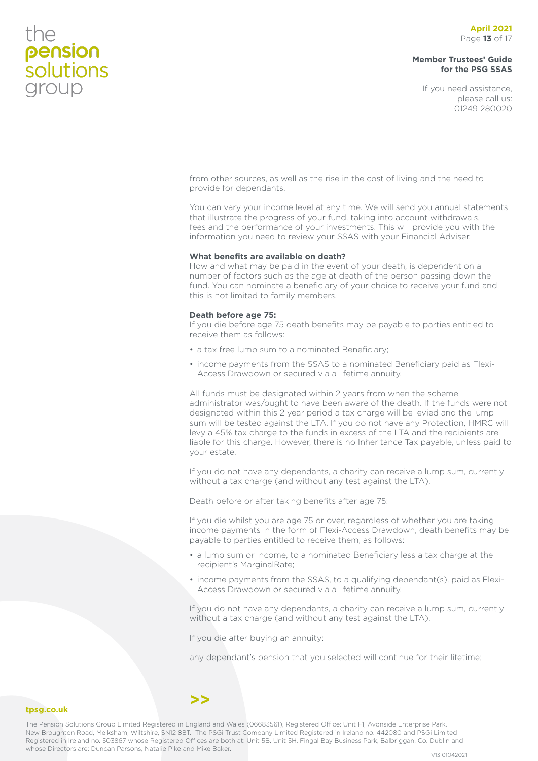from other sources, as well as the rise in the cost of living and the need to provide for dependants.

You can vary your income level at any time. We will send you annual statements that illustrate the progress of your fund, taking into account withdrawals, fees and the performance of your investments. This will provide you with the information you need to review your SSAS with your Financial Adviser.

**What benefits are available on death?**
How and what may be paid in the event of your death, is dependent on a number of factors such as the age at death of the person passing down the fund. You can nominate a beneficiary of your choice to receive your fund and this is not limited to family members.

**Death before age 75:**
If you die before age 75 death benefits may be payable to parties entitled to receive them as follows:

- a tax free lump sum to a nominated Beneficiary;
- income payments from the SSAS to a nominated Beneficiary paid as Flexi-Access Drawdown or secured via a lifetime annuity.

All funds must be designated within 2 years from when the scheme administrator was/ought to have been aware of the death. If the funds were not designated within this 2 year period a tax charge will be levied and the lump sum will be tested against the LTA. If you do not have any Protection, HMRC will levy a 45% tax charge to the funds in excess of the LTA and the recipients are liable for this charge. However, there is no Inheritance Tax payable, unless paid to your estate.

If you do not have any dependants, a charity can receive a lump sum, currently without a tax charge (and without any test against the LTA).

Death before or after taking benefits after age 75:

If you die whilst you are age 75 or over, regardless of whether you are taking income payments in the form of Flexi-Access Drawdown, death benefits may be payable to parties entitled to receive them, as follows:

- a lump sum or income, to a nominated Beneficiary less a tax charge at the recipient's MarginalRate;
- income payments from the SSAS, to a qualifying dependant(s), paid as Flexi-Access Drawdown or secured via a lifetime annuity.

If you do not have any dependants, a charity can receive a lump sum, currently without a tax charge (and without any test against the LTA).

If you die after buying an annuity:

any dependant's pension that you selected will continue for their lifetime;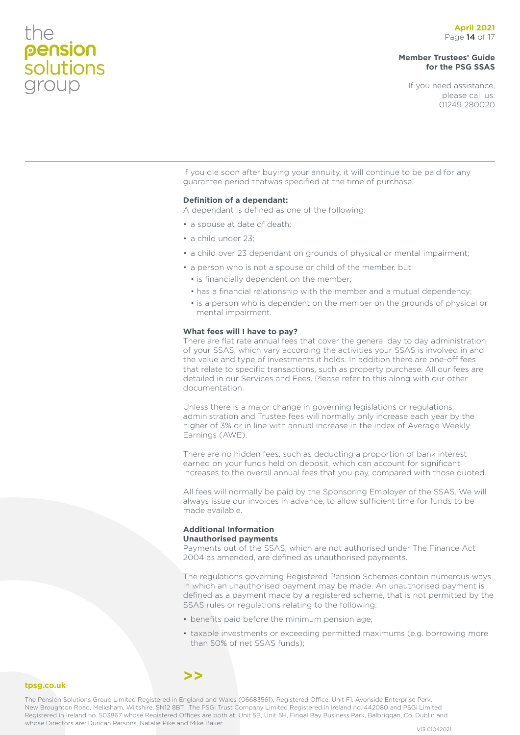if you die soon after buying your annuity, it will continue to be paid for any guarantee period thatwas specified at the time of purchase.

**Definition of a dependant:**

A dependant is defined as one of the following:

- a spouse at date of death;
- a child under 23;
- a child over 23 dependant on grounds of physical or mental impairment;
- a person who is not a spouse or child of the member, but:
  - is financially dependent on the member;
  - has a financial relationship with the member and a mutual dependency;
  - is a person who is dependent on the member on the grounds of physical or mental impairment.

**What fees will I have to pay?**

There are flat rate annual fees that cover the general day to day administration of your SSAS, which vary according the activities your SSAS is involved in and the value and type of investments it holds. In addition there are one-off fees that relate to specific transactions, such as property purchase. All our fees are detailed in our Services and Fees. Please refer to this along with our other documentation.

Unless there is a major change in governing legislations or regulations, administration and Trustee fees will normally only increase each year by the higher of 3% or in line with annual increase in the index of Average Weekly Earnings (AWE).

There are no hidden fees, such as deducting a proportion of bank interest earned on your funds held on deposit, which can account for significant increases to the overall annual fees that you pay, compared with those quoted.

All fees will normally be paid by the Sponsoring Employer of the SSAS. We will always issue our invoices in advance, to allow sufficient time for funds to be made available.

**Additional Information**

**Unauthorised payments**

Payments out of the SSAS, which are not authorised under The Finance Act 2004 as amended, are defined as unauthorised payments.

The regulations governing Registered Pension Schemes contain numerous ways in which an unauthorised payment may be made. An unauthorised payment is defined as a payment made by a registered scheme, that is not permitted by the SSAS rules or regulations relating to the following:

- benefits paid before the minimum pension age;
- taxable investments or exceeding permitted maximums (e.g. borrowing more than 50% of net SSAS funds);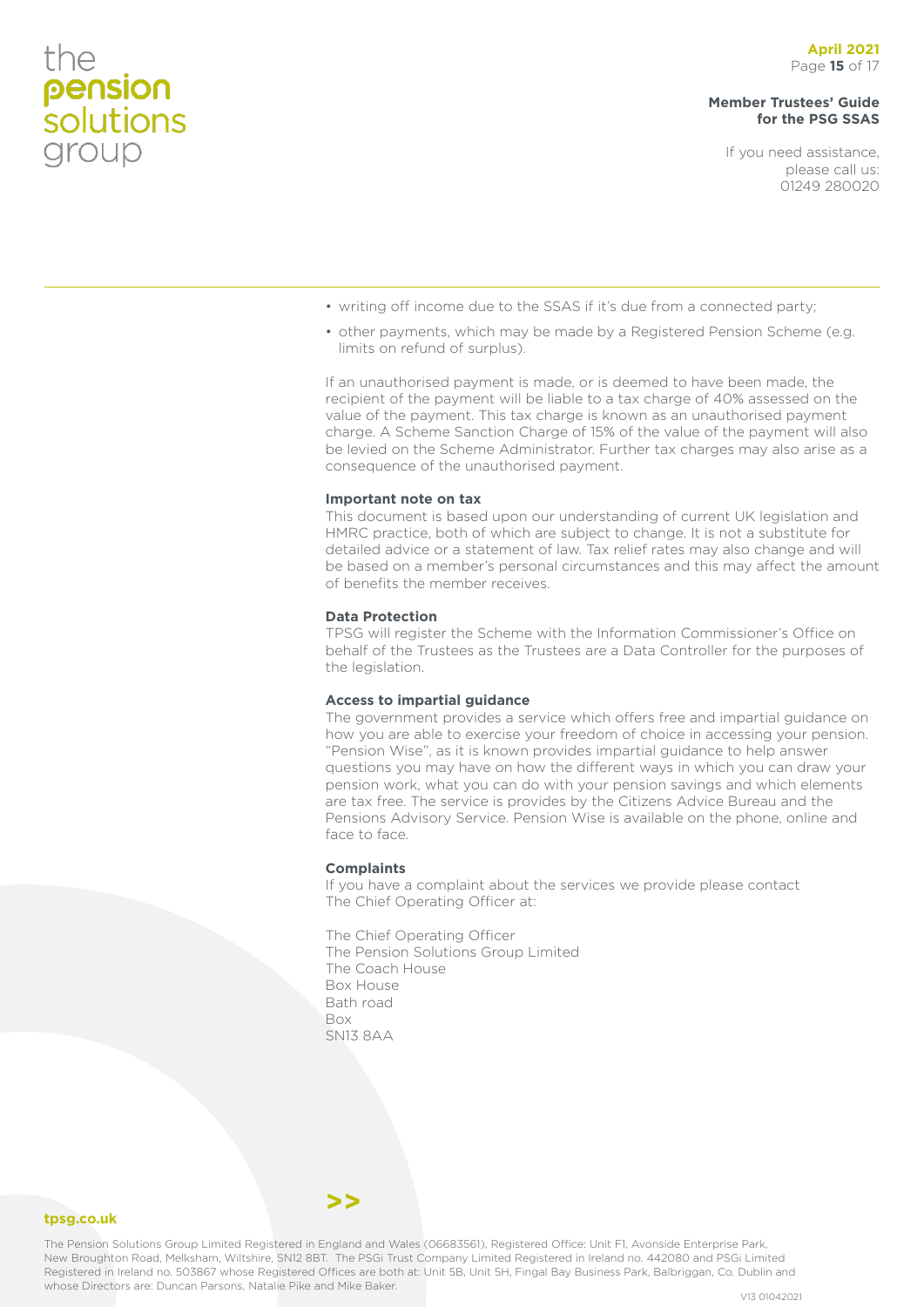- writing off income due to the SSAS if it's due from a connected party;
- other payments, which may be made by a Registered Pension Scheme (e.g. limits on refund of surplus).

If an unauthorised payment is made, or is deemed to have been made, the recipient of the payment will be liable to a tax charge of 40% assessed on the value of the payment. This tax charge is known as an unauthorised payment charge. A Scheme Sanction Charge of 15% of the value of the payment will also be levied on the Scheme Administrator. Further tax charges may also arise as a consequence of the unauthorised payment.

**Important note on tax**

This document is based upon our understanding of current UK legislation and HMRC practice, both of which are subject to change. It is not a substitute for detailed advice or a statement of law. Tax relief rates may also change and will be based on a member's personal circumstances and this may affect the amount of benefits the member receives.

**Data Protection**

TPSG will register the Scheme with the Information Commissioner's Office on behalf of the Trustees as the Trustees are a Data Controller for the purposes of the legislation.

**Access to impartial guidance**

The government provides a service which offers free and impartial guidance on how you are able to exercise your freedom of choice in accessing your pension. "Pension Wise", as it is known provides impartial guidance to help answer questions you may have on how the different ways in which you can draw your pension work, what you can do with your pension savings and which elements are tax free. The service is provides by the Citizens Advice Bureau and the Pensions Advisory Service. Pension Wise is available on the phone, online and face to face.

**Complaints**

If you have a complaint about the services we provide please contact The Chief Operating Officer at:

The Chief Operating Officer
The Pension Solutions Group Limited
The Coach House
Box House
Bath road
Box
SN13 8AA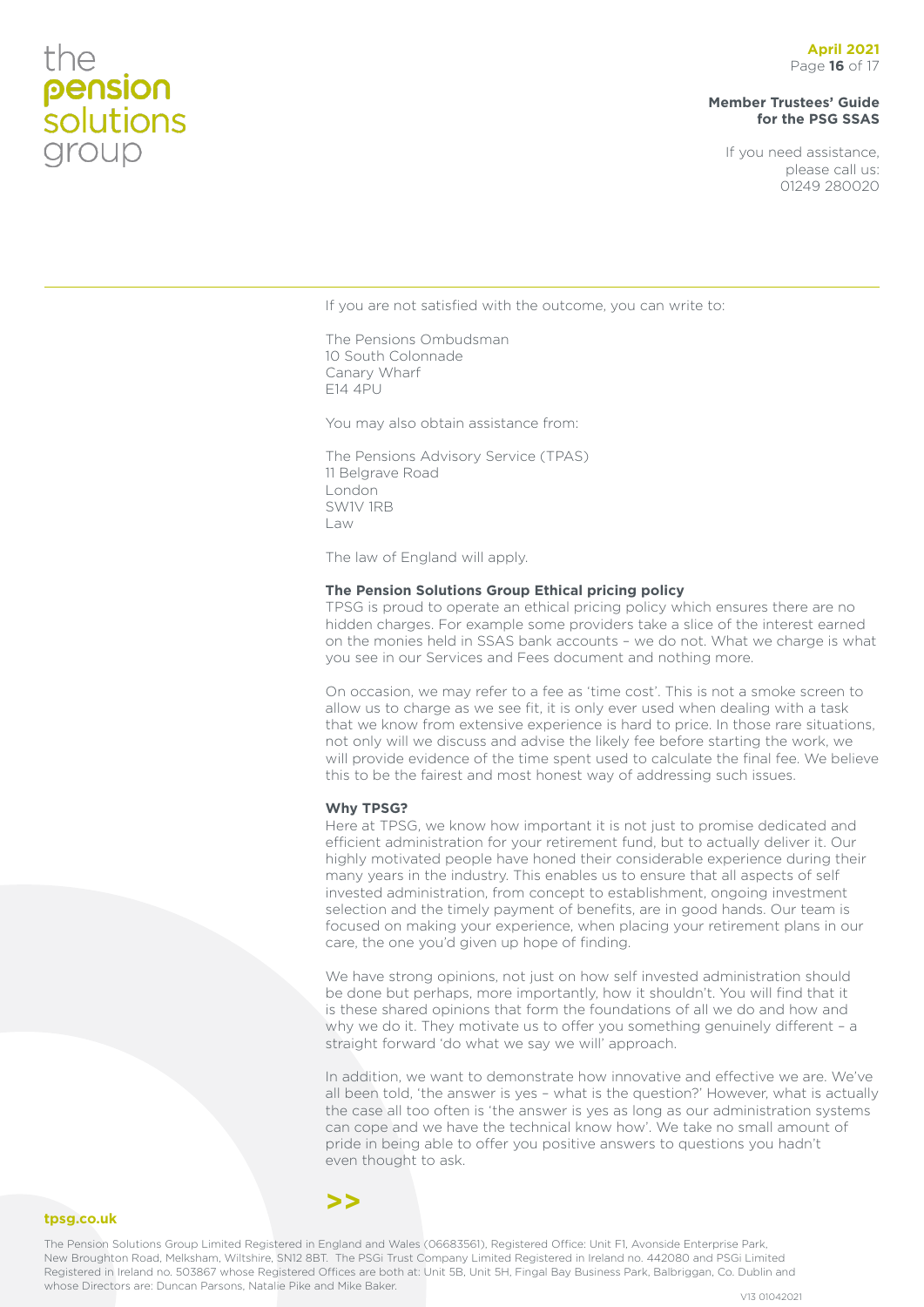If you are not satisfied with the outcome, you can write to:

The Pensions Ombudsman
10 South Colonnade
Canary Wharf
E14 4PU

You may also obtain assistance from:

The Pensions Advisory Service (TPAS)
11 Belgrave Road
London
SW1V 1RB
Law

The law of England will apply.

**The Pension Solutions Group Ethical pricing policy**

TPSG is proud to operate an ethical pricing policy which ensures there are no hidden charges. For example some providers take a slice of the interest earned on the monies held in SSAS bank accounts – we do not. What we charge is what you see in our Services and Fees document and nothing more.

On occasion, we may refer to a fee as 'time cost'. This is not a smoke screen to allow us to charge as we see fit, it is only ever used when dealing with a task that we know from extensive experience is hard to price. In those rare situations, not only will we discuss and advise the likely fee before starting the work, we will provide evidence of the time spent used to calculate the final fee. We believe this to be the fairest and most honest way of addressing such issues.

**Why TPSG?**

Here at TPSG, we know how important it is not just to promise dedicated and efficient administration for your retirement fund, but to actually deliver it. Our highly motivated people have honed their considerable experience during their many years in the industry. This enables us to ensure that all aspects of self invested administration, from concept to establishment, ongoing investment selection and the timely payment of benefits, are in good hands. Our team is focused on making your experience, when placing your retirement plans in our care, the one you'd given up hope of finding.

We have strong opinions, not just on how self invested administration should be done but perhaps, more importantly, how it shouldn't. You will find that it is these shared opinions that form the foundations of all we do and how and why we do it. They motivate us to offer you something genuinely different – a straight forward 'do what we say we will' approach.

In addition, we want to demonstrate how innovative and effective we are. We've all been told, 'the answer is yes – what is the question?' However, what is actually the case all too often is 'the answer is yes as long as our administration systems can cope and we have the technical know how'. We take no small amount of pride in being able to offer you positive answers to questions you hadn't even thought to ask.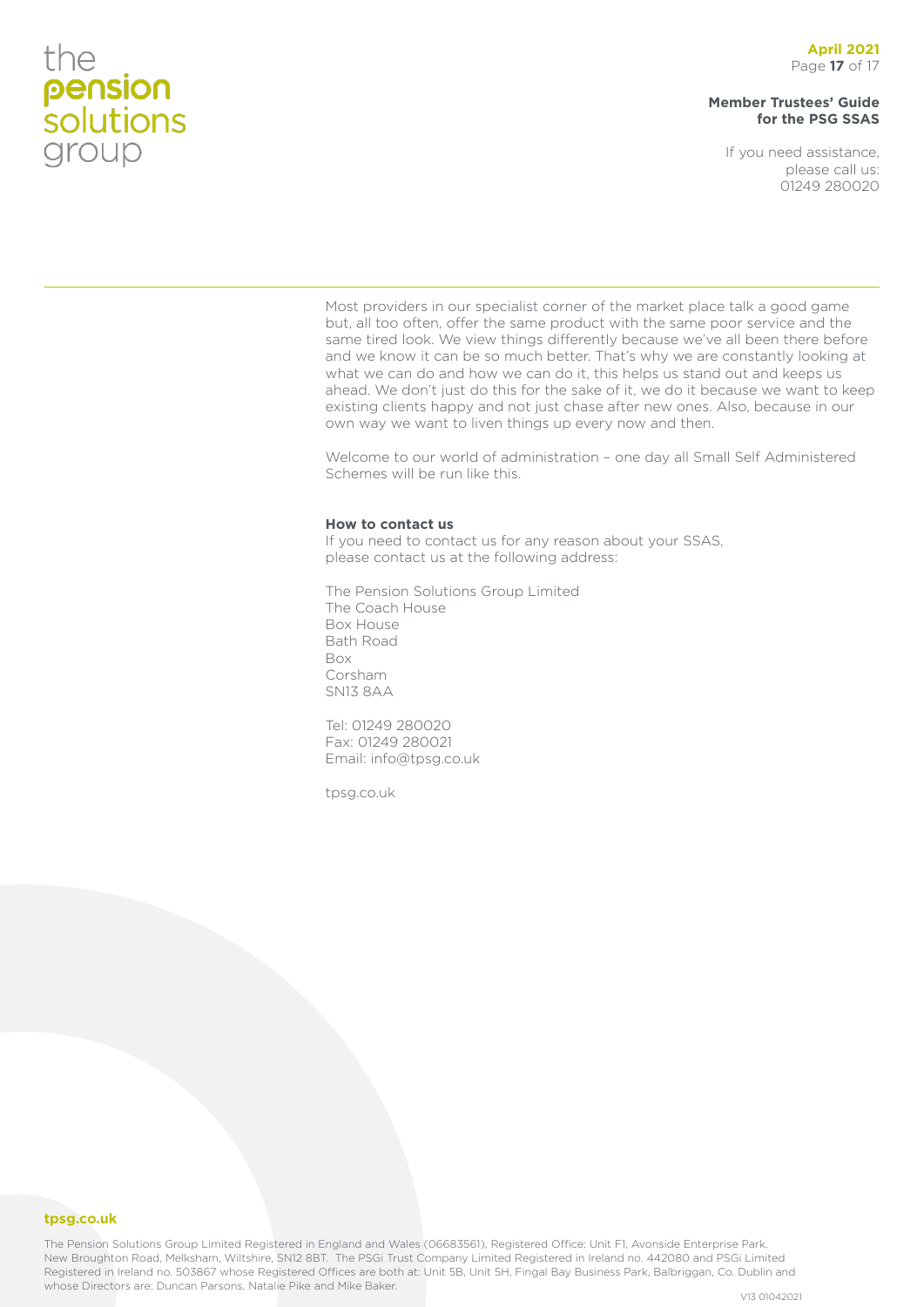Most providers in our specialist corner of the market place talk a good game but, all too often, offer the same product with the same poor service and the same tired look. We view things differently because we've all been there before and we know it can be so much better. That's why we are constantly looking at what we can do and how we can do it, this helps us stand out and keeps us ahead. We don't just do this for the sake of it, we do it because we want to keep existing clients happy and not just chase after new ones. Also, because in our own way we want to liven things up every now and then.

Welcome to our world of administration – one day all Small Self Administered Schemes will be run like this.

**How to contact us**

If you need to contact us for any reason about your SSAS, please contact us at the following address:

The Pension Solutions Group Limited
The Coach House
Box House
Bath Road
Box
Corsham
SN13 8AA

Tel: 01249 280020
Fax: 01249 280021
Email: info@tpsg.co.uk

tpsg.co.uk

The Pension Solutions Group Limited Registered in England and Wales (06683561), Registered Office: Unit F1, Avonside Enterprise Park, New Broughton Road, Melksham, Wiltshire, SN12 8BT. The PSGi Trust Company Limited Registered in Ireland no. 442080 and PSGi Limited Registered in Ireland no. 503867 whose Registered Offices are both at: Unit 5B, Unit 5H, Fingal Bay Business Park, Balbriggan, Co. Dublin and whose Directors are: Duncan Parsons, Natalie Pike and Mike Baker.

V13 01042021